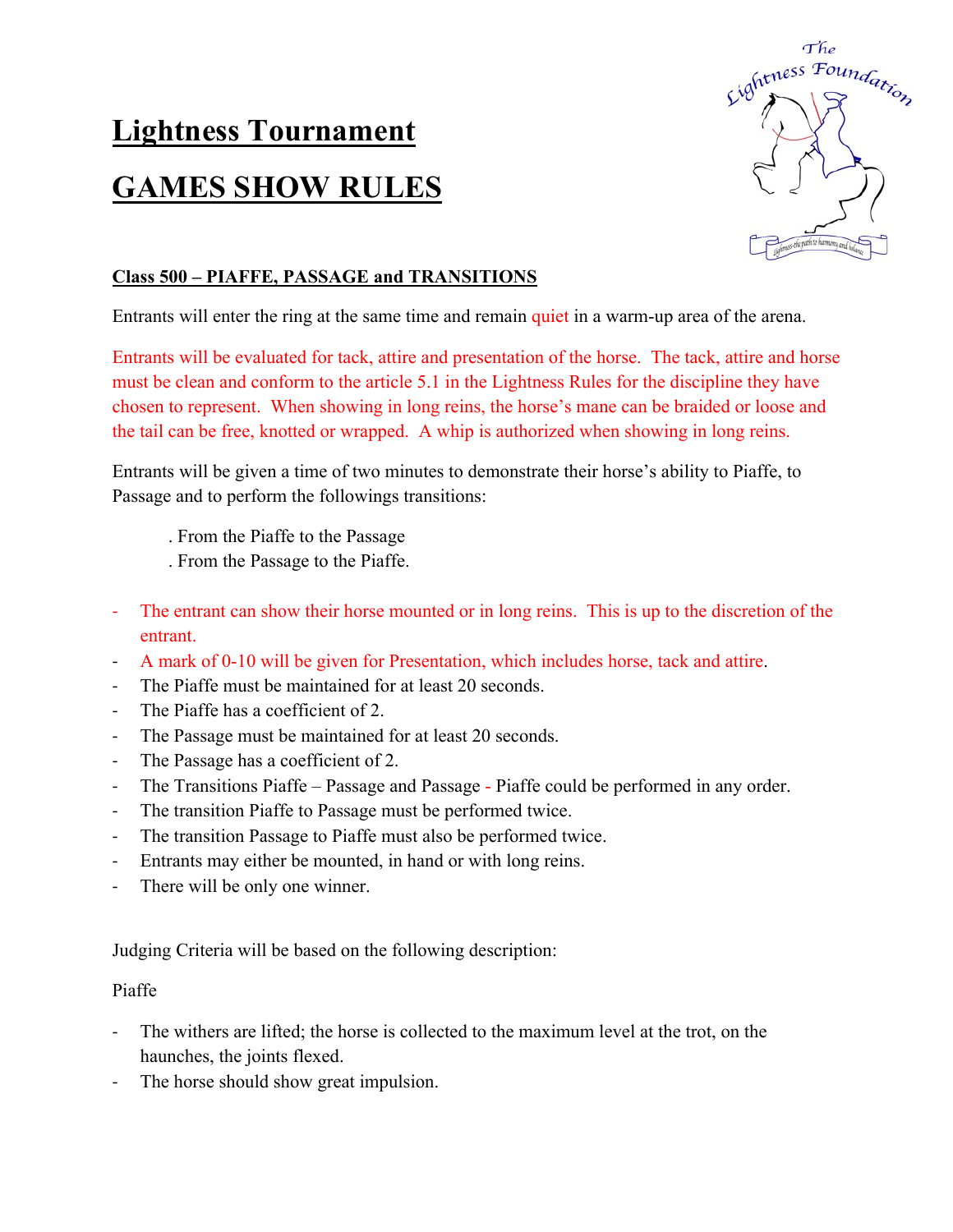# Lightness Tournament

# GAMES SHOW RULES

**Class 500 – PIAFFE, PASSAGE and TRANSITIONS**

Entrants will enter the ring at the same time and remain quiet in a warm-up area of the arena.

Entrants will be evaluated for tack, attire and presentation of the horse. The tack, attire and horse must be clean and conform to the article 5.1 in the Lightness Rules for the discipline they have chosen to represent. When showing in long reins, the horse's mane can be braided or loose and the tail can be free, knotted or wrapped. A whip is authorized when showing in long reins.

Entrants will be given a time of two minutes to demonstrate their horse's ability to Piaffe, to Passage and to perform the followings transitions:

. From the Piaffe to the Passage
. From the Passage to the Piaffe.

- The entrant can show their horse mounted or in long reins. This is up to the discretion of the entrant.
- A mark of 0-10 will be given for Presentation, which includes horse, tack and attire.
- The Piaffe must be maintained for at least 20 seconds.
- The Piaffe has a coefficient of 2.
- The Passage must be maintained for at least 20 seconds.
- The Passage has a coefficient of 2.
- The Transitions Piaffe – Passage and Passage - Piaffe could be performed in any order.
- The transition Piaffe to Passage must be performed twice.
- The transition Passage to Piaffe must also be performed twice.
- Entrants may either be mounted, in hand or with long reins.
- There will be only one winner.

Judging Criteria will be based on the following description:

Piaffe

- The withers are lifted; the horse is collected to the maximum level at the trot, on the haunches, the joints flexed.
- The horse should show great impulsion.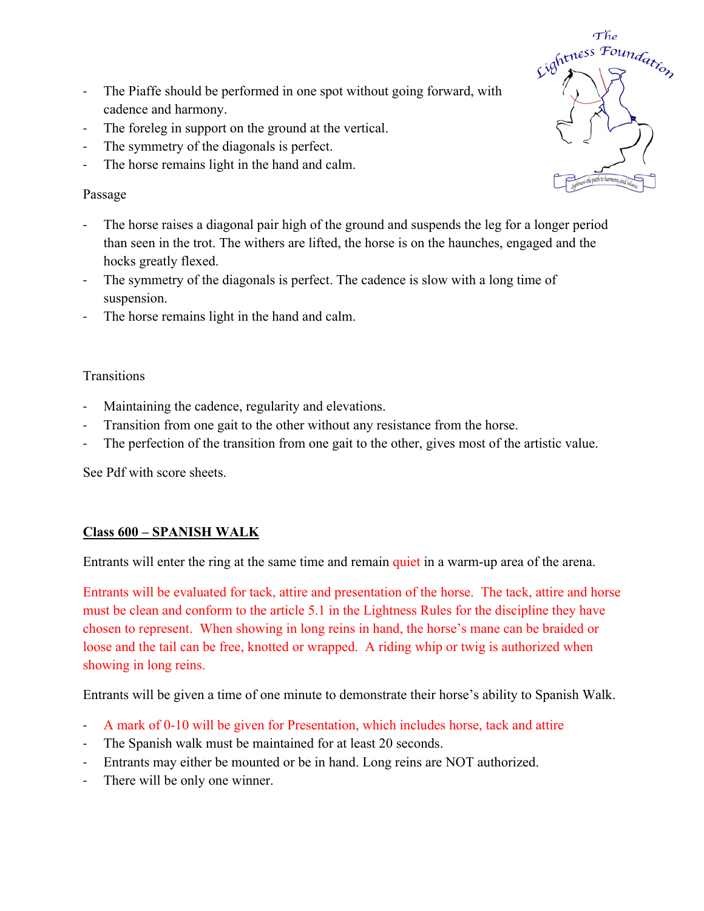- The Piaffe should be performed in one spot without going forward, with cadence and harmony.
- The foreleg in support on the ground at the vertical.
- The symmetry of the diagonals is perfect.
- The horse remains light in the hand and calm.

Passage

- The horse raises a diagonal pair high of the ground and suspends the leg for a longer period than seen in the trot. The withers are lifted, the horse is on the haunches, engaged and the hocks greatly flexed.
- The symmetry of the diagonals is perfect. The cadence is slow with a long time of suspension.
- The horse remains light in the hand and calm.

Transitions

- Maintaining the cadence, regularity and elevations.
- Transition from one gait to the other without any resistance from the horse.
- The perfection of the transition from one gait to the other, gives most of the artistic value.

See Pdf with score sheets.

**Class 600 – SPANISH WALK**

Entrants will enter the ring at the same time and remain quiet in a warm-up area of the arena.

Entrants will be evaluated for tack, attire and presentation of the horse. The tack, attire and horse must be clean and conform to the article 5.1 in the Lightness Rules for the discipline they have chosen to represent. When showing in long reins in hand, the horse's mane can be braided or loose and the tail can be free, knotted or wrapped. A riding whip or twig is authorized when showing in long reins.

Entrants will be given a time of one minute to demonstrate their horse's ability to Spanish Walk.

- A mark of 0-10 will be given for Presentation, which includes horse, tack and attire
- The Spanish walk must be maintained for at least 20 seconds.
- Entrants may either be mounted or be in hand. Long reins are NOT authorized.
- There will be only one winner.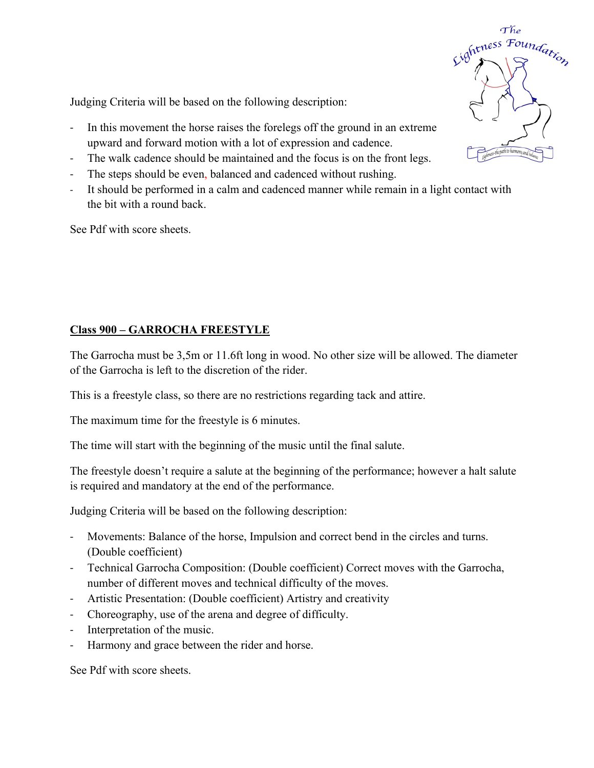Judging Criteria will be based on the following description:

- In this movement the horse raises the forelegs off the ground in an extreme upward and forward motion with a lot of expression and cadence.
- The walk cadence should be maintained and the focus is on the front legs.
- The steps should be even, balanced and cadenced without rushing.
- It should be performed in a calm and cadenced manner while remain in a light contact with the bit with a round back.

See Pdf with score sheets.

## Class 900 – GARROCHA FREESTYLE

The Garrocha must be 3,5m or 11.6ft long in wood. No other size will be allowed. The diameter of the Garrocha is left to the discretion of the rider.

This is a freestyle class, so there are no restrictions regarding tack and attire.

The maximum time for the freestyle is 6 minutes.

The time will start with the beginning of the music until the final salute.

The freestyle doesn't require a salute at the beginning of the performance; however a halt salute is required and mandatory at the end of the performance.

Judging Criteria will be based on the following description:

- Movements: Balance of the horse, Impulsion and correct bend in the circles and turns. (Double coefficient)
- Technical Garrocha Composition: (Double coefficient) Correct moves with the Garrocha, number of different moves and technical difficulty of the moves.
- Artistic Presentation: (Double coefficient) Artistry and creativity
- Choreography, use of the arena and degree of difficulty.
- Interpretation of the music.
- Harmony and grace between the rider and horse.

See Pdf with score sheets.